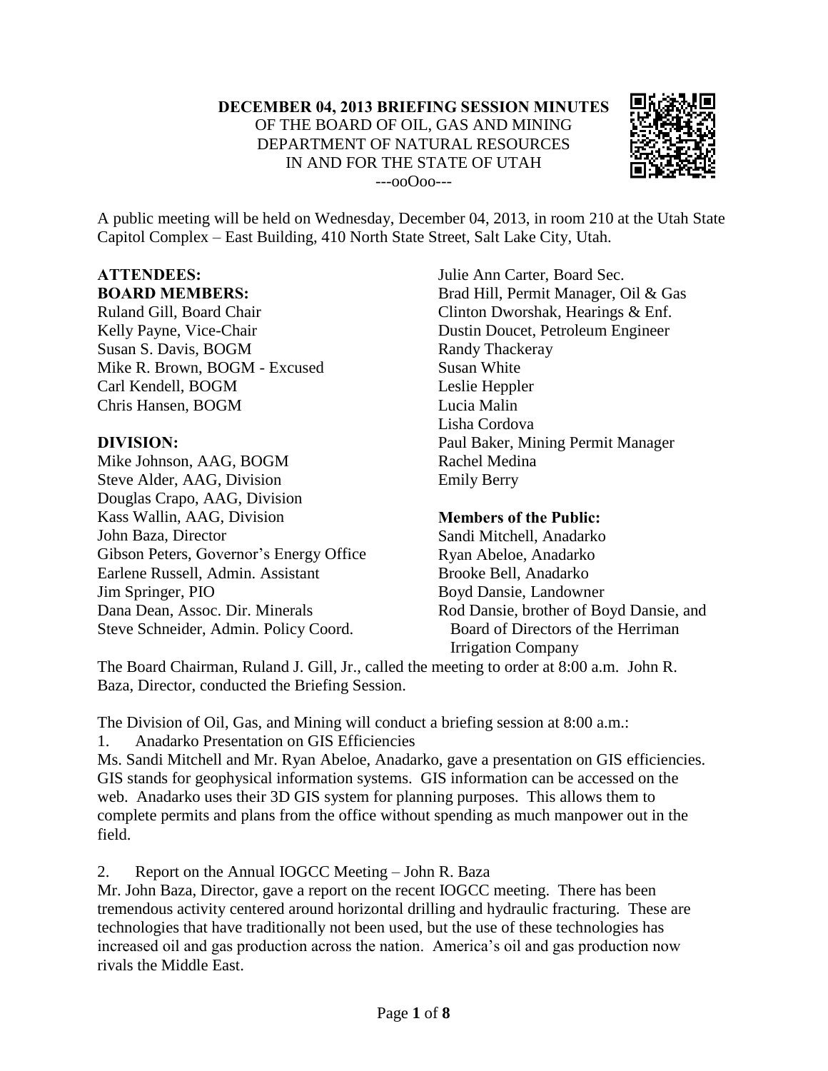# DECEMBER 04, 2013 BRIEFING SESSION MINUTES

OF THE BOARD OF OIL, GAS AND MINING
DEPARTMENT OF NATURAL RESOURCES
IN AND FOR THE STATE OF UTAH
---ooOoo---

A public meeting will be held on Wednesday, December 04, 2013, in room 210 at the Utah State Capitol Complex – East Building, 410 North State Street, Salt Lake City, Utah.

**ATTENDEES:**

**BOARD MEMBERS:**

Ruland Gill, Board Chair
Kelly Payne, Vice-Chair
Susan S. Davis, BOGM
Mike R. Brown, BOGM - Excused
Carl Kendell, BOGM
Chris Hansen, BOGM

**DIVISION:**

Mike Johnson, AAG, BOGM
Steve Alder, AAG, Division
Douglas Crapo, AAG, Division
Kass Wallin, AAG, Division
John Baza, Director
Gibson Peters, Governor's Energy Office
Earlene Russell, Admin. Assistant
Jim Springer, PIO
Dana Dean, Assoc. Dir. Minerals
Steve Schneider, Admin. Policy Coord.
Julie Ann Carter, Board Sec.
Brad Hill, Permit Manager, Oil & Gas
Clinton Dworshak, Hearings & Enf.
Dustin Doucet, Petroleum Engineer
Randy Thackeray
Susan White
Leslie Heppler
Lucia Malin
Lisha Cordova
Paul Baker, Mining Permit Manager
Rachel Medina
Emily Berry

**Members of the Public:**

Sandi Mitchell, Anadarko
Ryan Abeloe, Anadarko
Brooke Bell, Anadarko
Boyd Dansie, Landowner
Rod Dansie, brother of Boyd Dansie, and Board of Directors of the Herriman Irrigation Company

The Board Chairman, Ruland J. Gill, Jr., called the meeting to order at 8:00 a.m. John R. Baza, Director, conducted the Briefing Session.

The Division of Oil, Gas, and Mining will conduct a briefing session at 8:00 a.m.:

1. Anadarko Presentation on GIS Efficiencies

Ms. Sandi Mitchell and Mr. Ryan Abeloe, Anadarko, gave a presentation on GIS efficiencies. GIS stands for geophysical information systems. GIS information can be accessed on the web. Anadarko uses their 3D GIS system for planning purposes. This allows them to complete permits and plans from the office without spending as much manpower out in the field.

2. Report on the Annual IOGCC Meeting – John R. Baza

Mr. John Baza, Director, gave a report on the recent IOGCC meeting. There has been tremendous activity centered around horizontal drilling and hydraulic fracturing. These are technologies that have traditionally not been used, but the use of these technologies has increased oil and gas production across the nation. America's oil and gas production now rivals the Middle East.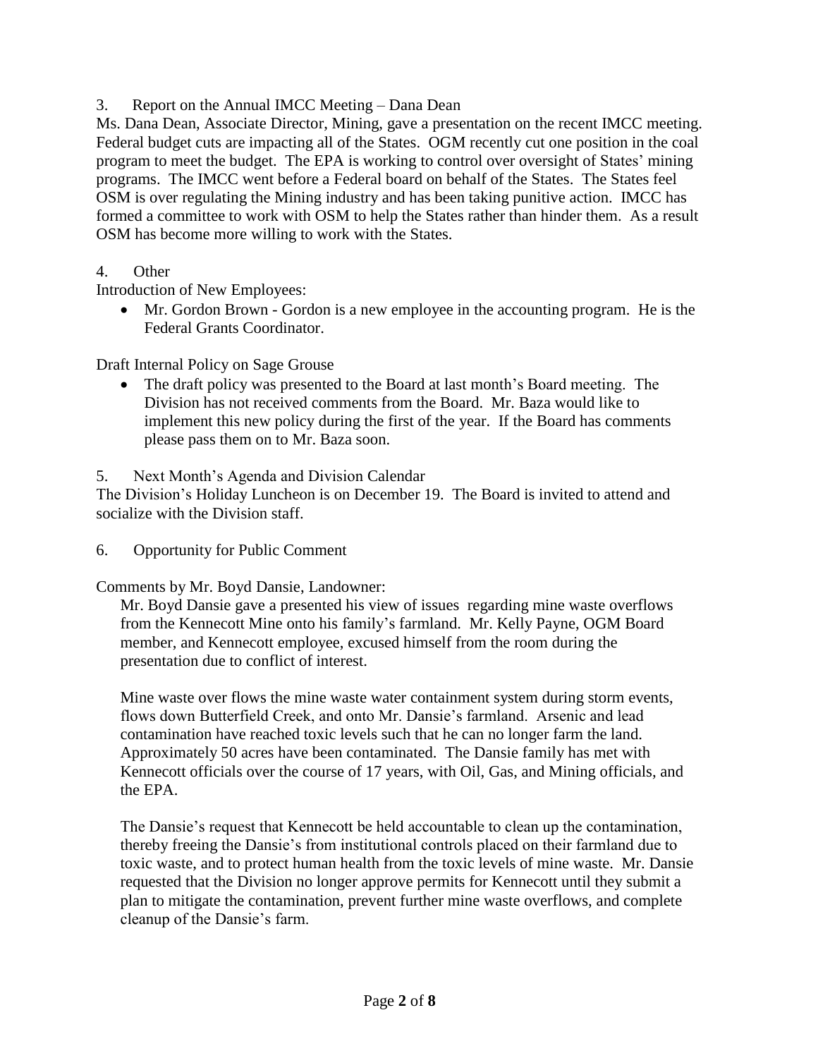3. Report on the Annual IMCC Meeting – Dana Dean

Ms. Dana Dean, Associate Director, Mining, gave a presentation on the recent IMCC meeting. Federal budget cuts are impacting all of the States. OGM recently cut one position in the coal program to meet the budget. The EPA is working to control over oversight of States' mining programs. The IMCC went before a Federal board on behalf of the States. The States feel OSM is over regulating the Mining industry and has been taking punitive action. IMCC has formed a committee to work with OSM to help the States rather than hinder them. As a result OSM has become more willing to work with the States.

4. Other

Introduction of New Employees:

- Mr. Gordon Brown - Gordon is a new employee in the accounting program. He is the Federal Grants Coordinator.

Draft Internal Policy on Sage Grouse

- The draft policy was presented to the Board at last month's Board meeting. The Division has not received comments from the Board. Mr. Baza would like to implement this new policy during the first of the year. If the Board has comments please pass them on to Mr. Baza soon.

5. Next Month's Agenda and Division Calendar

The Division's Holiday Luncheon is on December 19. The Board is invited to attend and socialize with the Division staff.

6. Opportunity for Public Comment

Comments by Mr. Boyd Dansie, Landowner:

Mr. Boyd Dansie gave a presented his view of issues regarding mine waste overflows from the Kennecott Mine onto his family's farmland. Mr. Kelly Payne, OGM Board member, and Kennecott employee, excused himself from the room during the presentation due to conflict of interest.

Mine waste over flows the mine waste water containment system during storm events, flows down Butterfield Creek, and onto Mr. Dansie's farmland. Arsenic and lead contamination have reached toxic levels such that he can no longer farm the land. Approximately 50 acres have been contaminated. The Dansie family has met with Kennecott officials over the course of 17 years, with Oil, Gas, and Mining officials, and the EPA.

The Dansie's request that Kennecott be held accountable to clean up the contamination, thereby freeing the Dansie's from institutional controls placed on their farmland due to toxic waste, and to protect human health from the toxic levels of mine waste. Mr. Dansie requested that the Division no longer approve permits for Kennecott until they submit a plan to mitigate the contamination, prevent further mine waste overflows, and complete cleanup of the Dansie's farm.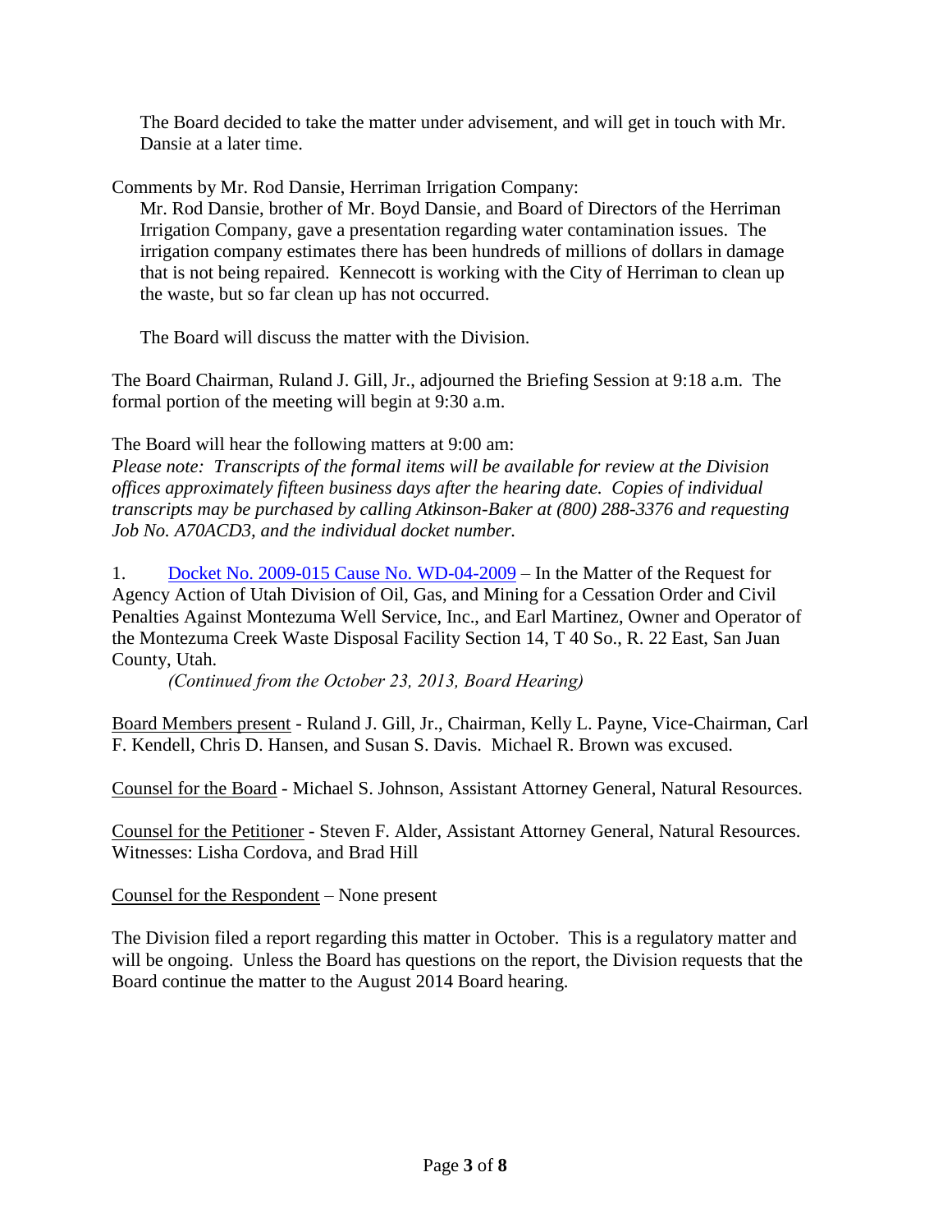The Board decided to take the matter under advisement, and will get in touch with Mr. Dansie at a later time.

Comments by Mr. Rod Dansie, Herriman Irrigation Company:

Mr. Rod Dansie, brother of Mr. Boyd Dansie, and Board of Directors of the Herriman Irrigation Company, gave a presentation regarding water contamination issues. The irrigation company estimates there has been hundreds of millions of dollars in damage that is not being repaired. Kennecott is working with the City of Herriman to clean up the waste, but so far clean up has not occurred.

The Board will discuss the matter with the Division.

The Board Chairman, Ruland J. Gill, Jr., adjourned the Briefing Session at 9:18 a.m. The formal portion of the meeting will begin at 9:30 a.m.

The Board will hear the following matters at 9:00 am:

*Please note: Transcripts of the formal items will be available for review at the Division offices approximately fifteen business days after the hearing date. Copies of individual transcripts may be purchased by calling Atkinson-Baker at (800) 288-3376 and requesting Job No. A70ACD3, and the individual docket number.*

1. Docket No. 2009-015 Cause No. WD-04-2009 – In the Matter of the Request for Agency Action of Utah Division of Oil, Gas, and Mining for a Cessation Order and Civil Penalties Against Montezuma Well Service, Inc., and Earl Martinez, Owner and Operator of the Montezuma Creek Waste Disposal Facility Section 14, T 40 So., R. 22 East, San Juan County, Utah.

*(Continued from the October 23, 2013, Board Hearing)*

Board Members present - Ruland J. Gill, Jr., Chairman, Kelly L. Payne, Vice-Chairman, Carl F. Kendell, Chris D. Hansen, and Susan S. Davis. Michael R. Brown was excused.

Counsel for the Board - Michael S. Johnson, Assistant Attorney General, Natural Resources.

Counsel for the Petitioner - Steven F. Alder, Assistant Attorney General, Natural Resources. Witnesses: Lisha Cordova, and Brad Hill

Counsel for the Respondent – None present

The Division filed a report regarding this matter in October. This is a regulatory matter and will be ongoing. Unless the Board has questions on the report, the Division requests that the Board continue the matter to the August 2014 Board hearing.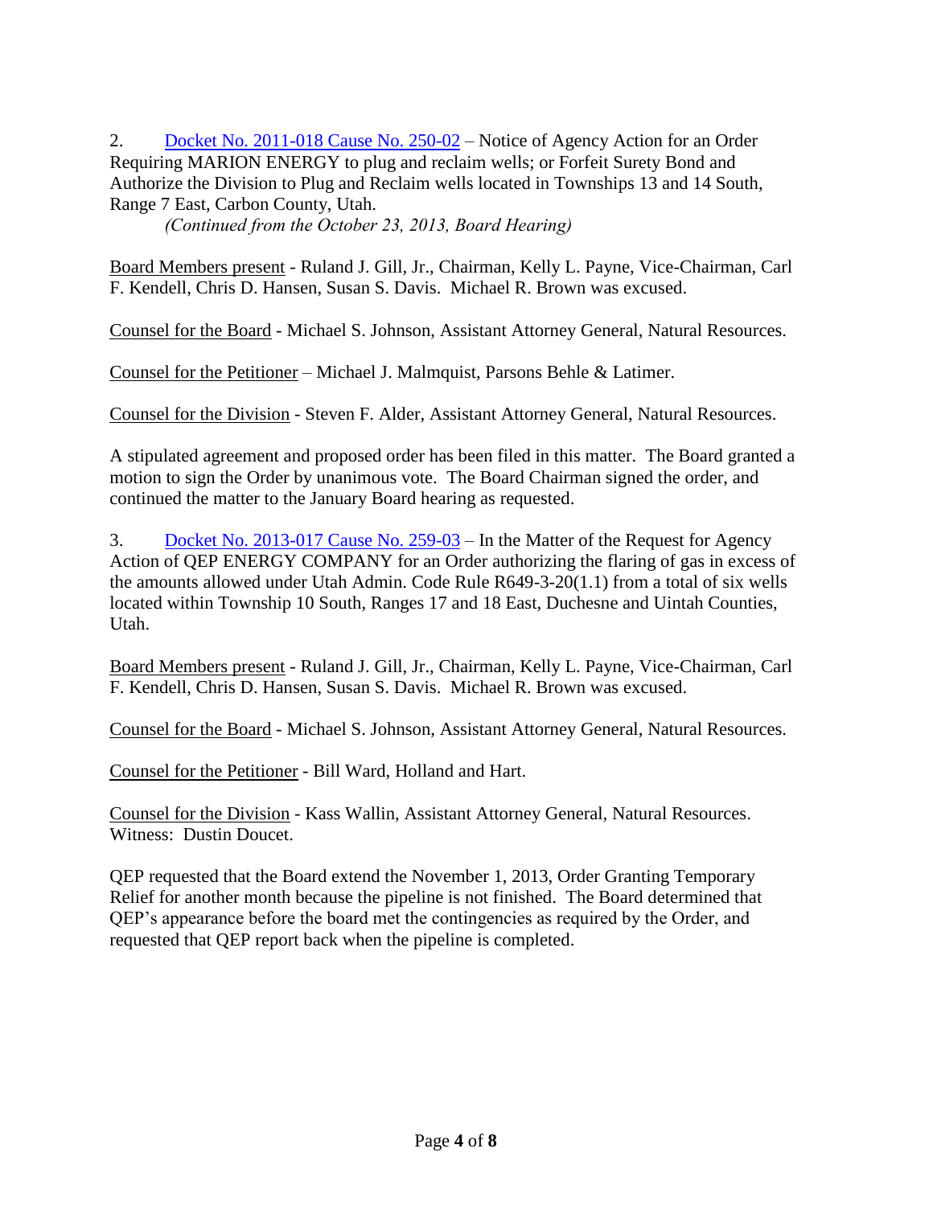2. [Docket No. 2011-018 Cause No. 250-02] – Notice of Agency Action for an Order Requiring MARION ENERGY to plug and reclaim wells; or Forfeit Surety Bond and Authorize the Division to Plug and Reclaim wells located in Townships 13 and 14 South, Range 7 East, Carbon County, Utah.

*(Continued from the October 23, 2013, Board Hearing)*

Board Members present - Ruland J. Gill, Jr., Chairman, Kelly L. Payne, Vice-Chairman, Carl F. Kendell, Chris D. Hansen, Susan S. Davis. Michael R. Brown was excused.

Counsel for the Board - Michael S. Johnson, Assistant Attorney General, Natural Resources.

Counsel for the Petitioner – Michael J. Malmquist, Parsons Behle & Latimer.

Counsel for the Division - Steven F. Alder, Assistant Attorney General, Natural Resources.

A stipulated agreement and proposed order has been filed in this matter. The Board granted a motion to sign the Order by unanimous vote. The Board Chairman signed the order, and continued the matter to the January Board hearing as requested.

3. [Docket No. 2013-017 Cause No. 259-03] – In the Matter of the Request for Agency Action of QEP ENERGY COMPANY for an Order authorizing the flaring of gas in excess of the amounts allowed under Utah Admin. Code Rule R649-3-20(1.1) from a total of six wells located within Township 10 South, Ranges 17 and 18 East, Duchesne and Uintah Counties, Utah.

Board Members present - Ruland J. Gill, Jr., Chairman, Kelly L. Payne, Vice-Chairman, Carl F. Kendell, Chris D. Hansen, Susan S. Davis. Michael R. Brown was excused.

Counsel for the Board - Michael S. Johnson, Assistant Attorney General, Natural Resources.

Counsel for the Petitioner - Bill Ward, Holland and Hart.

Counsel for the Division - Kass Wallin, Assistant Attorney General, Natural Resources.
Witness: Dustin Doucet.

QEP requested that the Board extend the November 1, 2013, Order Granting Temporary Relief for another month because the pipeline is not finished. The Board determined that QEP's appearance before the board met the contingencies as required by the Order, and requested that QEP report back when the pipeline is completed.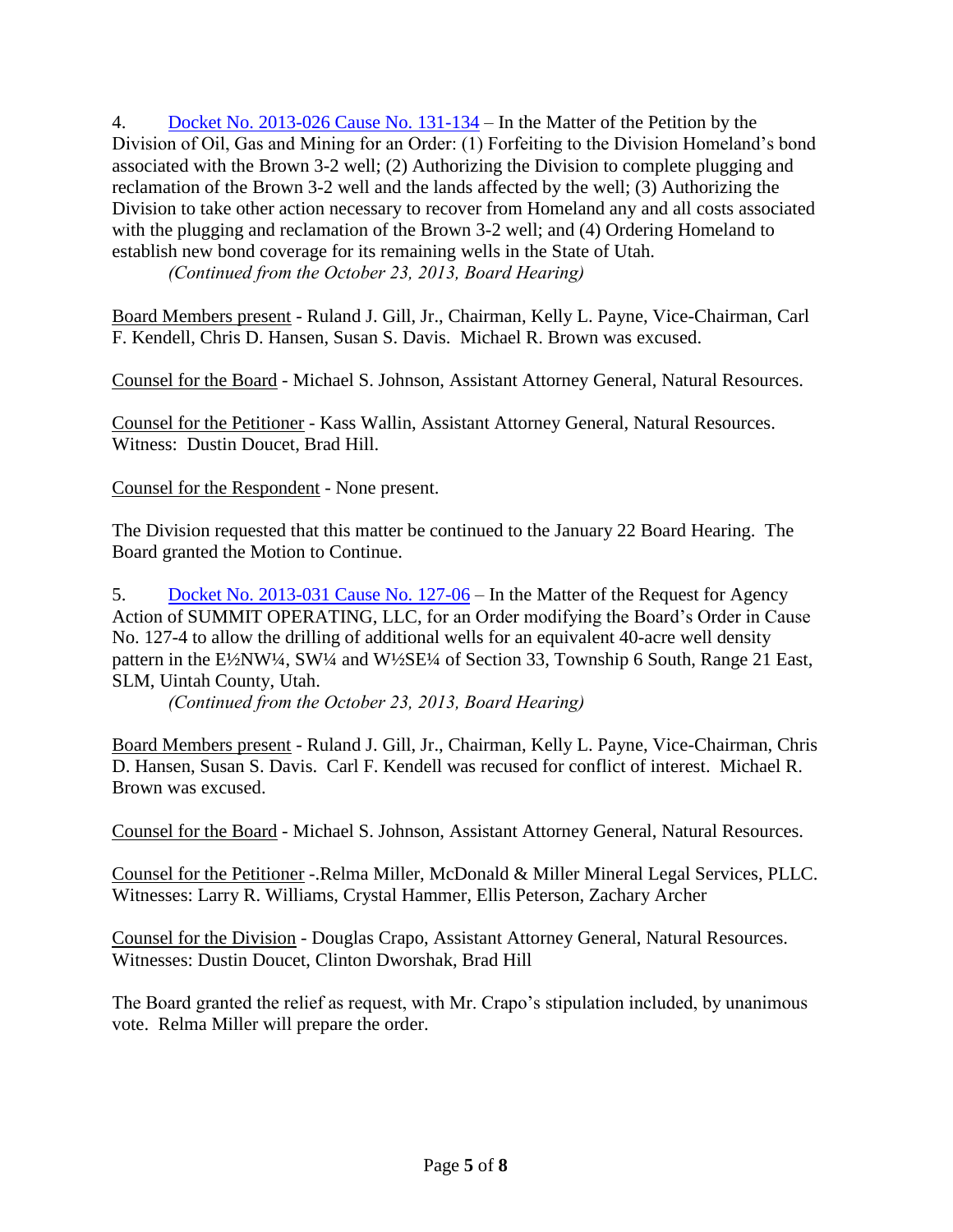4. Docket No. 2013-026 Cause No. 131-134 – In the Matter of the Petition by the Division of Oil, Gas and Mining for an Order: (1) Forfeiting to the Division Homeland's bond associated with the Brown 3-2 well; (2) Authorizing the Division to complete plugging and reclamation of the Brown 3-2 well and the lands affected by the well; (3) Authorizing the Division to take other action necessary to recover from Homeland any and all costs associated with the plugging and reclamation of the Brown 3-2 well; and (4) Ordering Homeland to establish new bond coverage for its remaining wells in the State of Utah.

*(Continued from the October 23, 2013, Board Hearing)*

Board Members present - Ruland J. Gill, Jr., Chairman, Kelly L. Payne, Vice-Chairman, Carl F. Kendell, Chris D. Hansen, Susan S. Davis. Michael R. Brown was excused.

Counsel for the Board - Michael S. Johnson, Assistant Attorney General, Natural Resources.

Counsel for the Petitioner - Kass Wallin, Assistant Attorney General, Natural Resources. Witness: Dustin Doucet, Brad Hill.

Counsel for the Respondent - None present.

The Division requested that this matter be continued to the January 22 Board Hearing. The Board granted the Motion to Continue.

5. Docket No. 2013-031 Cause No. 127-06 – In the Matter of the Request for Agency Action of SUMMIT OPERATING, LLC, for an Order modifying the Board's Order in Cause No. 127-4 to allow the drilling of additional wells for an equivalent 40-acre well density pattern in the E½NW¼, SW¼ and W½SE¼ of Section 33, Township 6 South, Range 21 East, SLM, Uintah County, Utah.

*(Continued from the October 23, 2013, Board Hearing)*

Board Members present - Ruland J. Gill, Jr., Chairman, Kelly L. Payne, Vice-Chairman, Chris D. Hansen, Susan S. Davis. Carl F. Kendell was recused for conflict of interest. Michael R. Brown was excused.

Counsel for the Board - Michael S. Johnson, Assistant Attorney General, Natural Resources.

Counsel for the Petitioner -.Relma Miller, McDonald & Miller Mineral Legal Services, PLLC. Witnesses: Larry R. Williams, Crystal Hammer, Ellis Peterson, Zachary Archer

Counsel for the Division - Douglas Crapo, Assistant Attorney General, Natural Resources. Witnesses: Dustin Doucet, Clinton Dworshak, Brad Hill

The Board granted the relief as request, with Mr. Crapo's stipulation included, by unanimous vote. Relma Miller will prepare the order.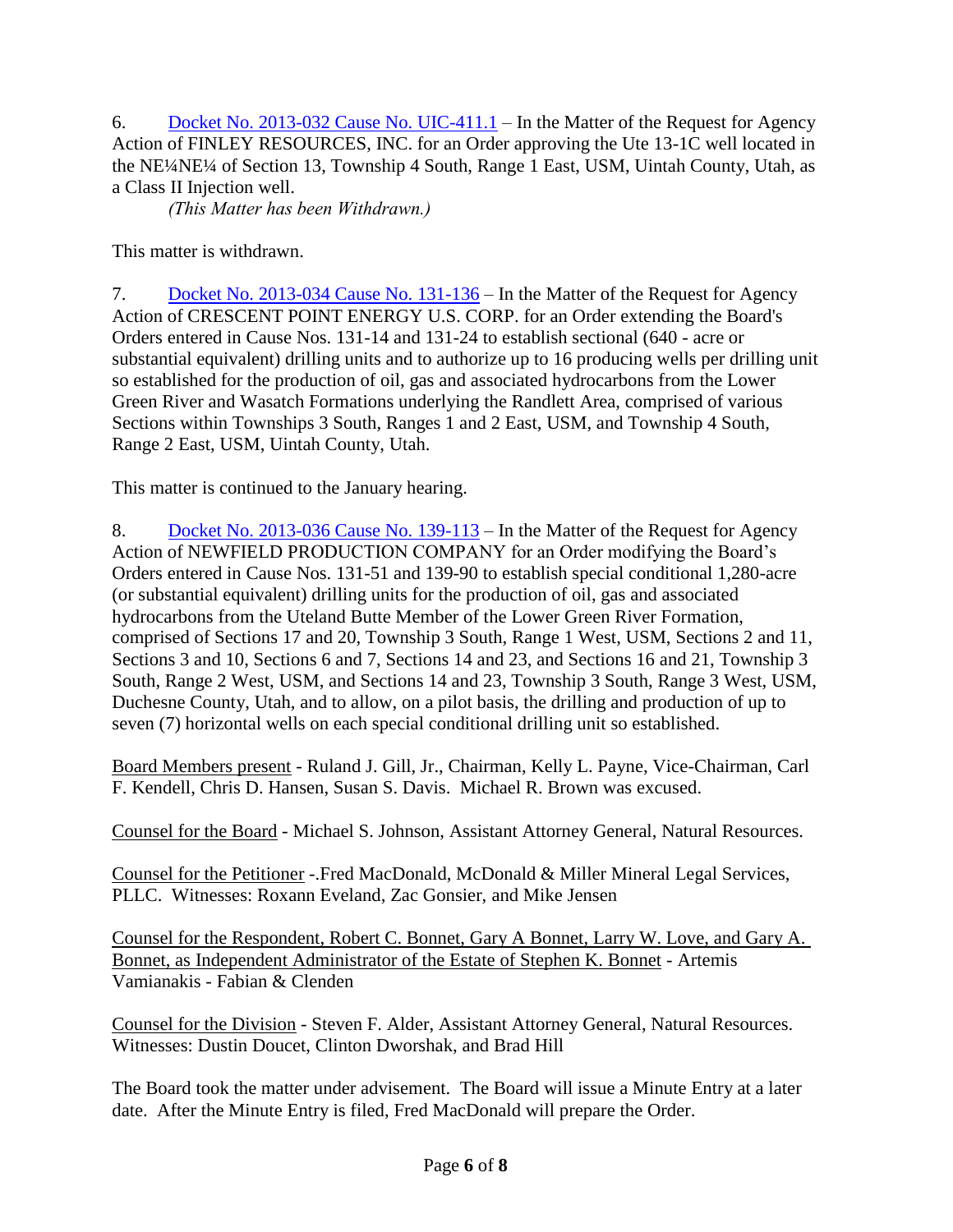6. [Docket No. 2013-032 Cause No. UIC-411.1] – In the Matter of the Request for Agency Action of FINLEY RESOURCES, INC. for an Order approving the Ute 13-1C well located in the NE¼NE¼ of Section 13, Township 4 South, Range 1 East, USM, Uintah County, Utah, as a Class II Injection well.

*(This Matter has been Withdrawn.)*

This matter is withdrawn.

7. [Docket No. 2013-034 Cause No. 131-136] – In the Matter of the Request for Agency Action of CRESCENT POINT ENERGY U.S. CORP. for an Order extending the Board's Orders entered in Cause Nos. 131-14 and 131-24 to establish sectional (640 - acre or substantial equivalent) drilling units and to authorize up to 16 producing wells per drilling unit so established for the production of oil, gas and associated hydrocarbons from the Lower Green River and Wasatch Formations underlying the Randlett Area, comprised of various Sections within Townships 3 South, Ranges 1 and 2 East, USM, and Township 4 South, Range 2 East, USM, Uintah County, Utah.

This matter is continued to the January hearing.

8. [Docket No. 2013-036 Cause No. 139-113] – In the Matter of the Request for Agency Action of NEWFIELD PRODUCTION COMPANY for an Order modifying the Board's Orders entered in Cause Nos. 131-51 and 139-90 to establish special conditional 1,280-acre (or substantial equivalent) drilling units for the production of oil, gas and associated hydrocarbons from the Uteland Butte Member of the Lower Green River Formation, comprised of Sections 17 and 20, Township 3 South, Range 1 West, USM, Sections 2 and 11, Sections 3 and 10, Sections 6 and 7, Sections 14 and 23, and Sections 16 and 21, Township 3 South, Range 2 West, USM, and Sections 14 and 23, Township 3 South, Range 3 West, USM, Duchesne County, Utah, and to allow, on a pilot basis, the drilling and production of up to seven (7) horizontal wells on each special conditional drilling unit so established.

Board Members present - Ruland J. Gill, Jr., Chairman, Kelly L. Payne, Vice-Chairman, Carl F. Kendell, Chris D. Hansen, Susan S. Davis. Michael R. Brown was excused.

Counsel for the Board - Michael S. Johnson, Assistant Attorney General, Natural Resources.

Counsel for the Petitioner -.Fred MacDonald, McDonald & Miller Mineral Legal Services, PLLC. Witnesses: Roxann Eveland, Zac Gonsier, and Mike Jensen

Counsel for the Respondent, Robert C. Bonnet, Gary A Bonnet, Larry W. Love, and Gary A. Bonnet, as Independent Administrator of the Estate of Stephen K. Bonnet - Artemis Vamianakis - Fabian & Clenden

Counsel for the Division - Steven F. Alder, Assistant Attorney General, Natural Resources. Witnesses: Dustin Doucet, Clinton Dworshak, and Brad Hill

The Board took the matter under advisement. The Board will issue a Minute Entry at a later date. After the Minute Entry is filed, Fred MacDonald will prepare the Order.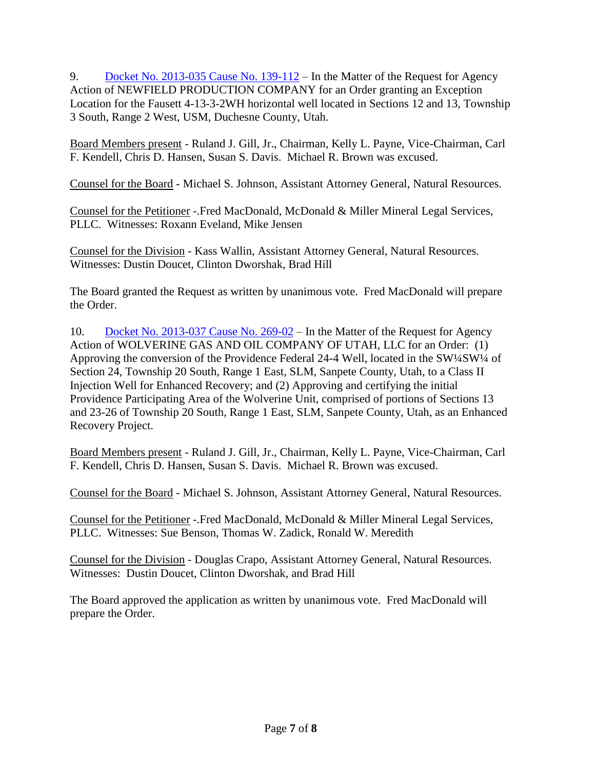9. [Docket No. 2013-035 Cause No. 139-112] – In the Matter of the Request for Agency Action of NEWFIELD PRODUCTION COMPANY for an Order granting an Exception Location for the Fausett 4-13-3-2WH horizontal well located in Sections 12 and 13, Township 3 South, Range 2 West, USM, Duchesne County, Utah.

Board Members present - Ruland J. Gill, Jr., Chairman, Kelly L. Payne, Vice-Chairman, Carl F. Kendell, Chris D. Hansen, Susan S. Davis. Michael R. Brown was excused.

Counsel for the Board - Michael S. Johnson, Assistant Attorney General, Natural Resources.

Counsel for the Petitioner -.Fred MacDonald, McDonald & Miller Mineral Legal Services, PLLC. Witnesses: Roxann Eveland, Mike Jensen

Counsel for the Division - Kass Wallin, Assistant Attorney General, Natural Resources. Witnesses: Dustin Doucet, Clinton Dworshak, Brad Hill

The Board granted the Request as written by unanimous vote. Fred MacDonald will prepare the Order.

10. [Docket No. 2013-037 Cause No. 269-02] – In the Matter of the Request for Agency Action of WOLVERINE GAS AND OIL COMPANY OF UTAH, LLC for an Order: (1) Approving the conversion of the Providence Federal 24-4 Well, located in the SW¼SW¼ of Section 24, Township 20 South, Range 1 East, SLM, Sanpete County, Utah, to a Class II Injection Well for Enhanced Recovery; and (2) Approving and certifying the initial Providence Participating Area of the Wolverine Unit, comprised of portions of Sections 13 and 23-26 of Township 20 South, Range 1 East, SLM, Sanpete County, Utah, as an Enhanced Recovery Project.

Board Members present - Ruland J. Gill, Jr., Chairman, Kelly L. Payne, Vice-Chairman, Carl F. Kendell, Chris D. Hansen, Susan S. Davis. Michael R. Brown was excused.

Counsel for the Board - Michael S. Johnson, Assistant Attorney General, Natural Resources.

Counsel for the Petitioner -.Fred MacDonald, McDonald & Miller Mineral Legal Services, PLLC. Witnesses: Sue Benson, Thomas W. Zadick, Ronald W. Meredith

Counsel for the Division - Douglas Crapo, Assistant Attorney General, Natural Resources. Witnesses: Dustin Doucet, Clinton Dworshak, and Brad Hill

The Board approved the application as written by unanimous vote. Fred MacDonald will prepare the Order.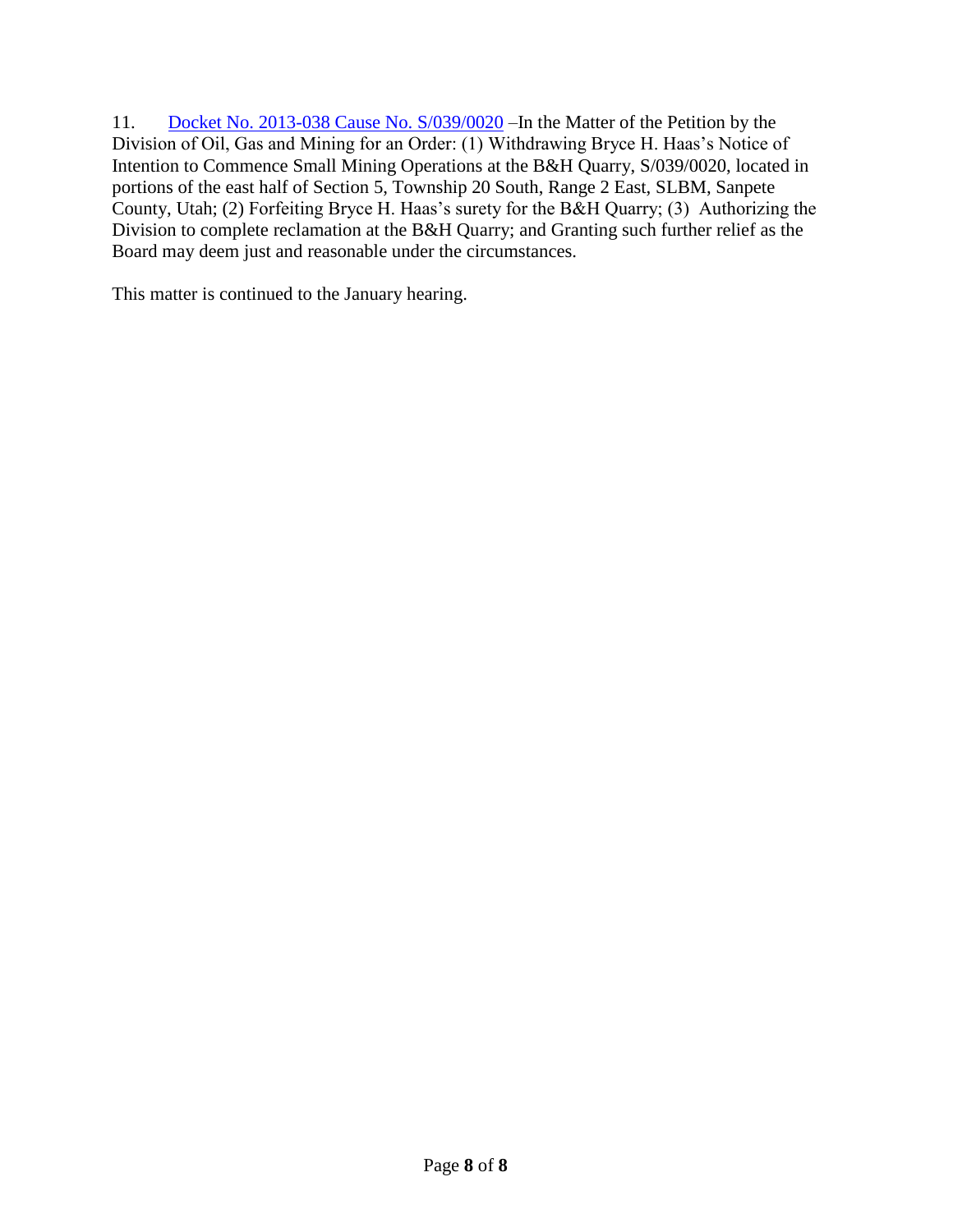11. Docket No. 2013-038 Cause No. S/039/0020 –In the Matter of the Petition by the Division of Oil, Gas and Mining for an Order: (1) Withdrawing Bryce H. Haas's Notice of Intention to Commence Small Mining Operations at the B&H Quarry, S/039/0020, located in portions of the east half of Section 5, Township 20 South, Range 2 East, SLBM, Sanpete County, Utah; (2) Forfeiting Bryce H. Haas's surety for the B&H Quarry; (3) Authorizing the Division to complete reclamation at the B&H Quarry; and Granting such further relief as the Board may deem just and reasonable under the circumstances.

This matter is continued to the January hearing.